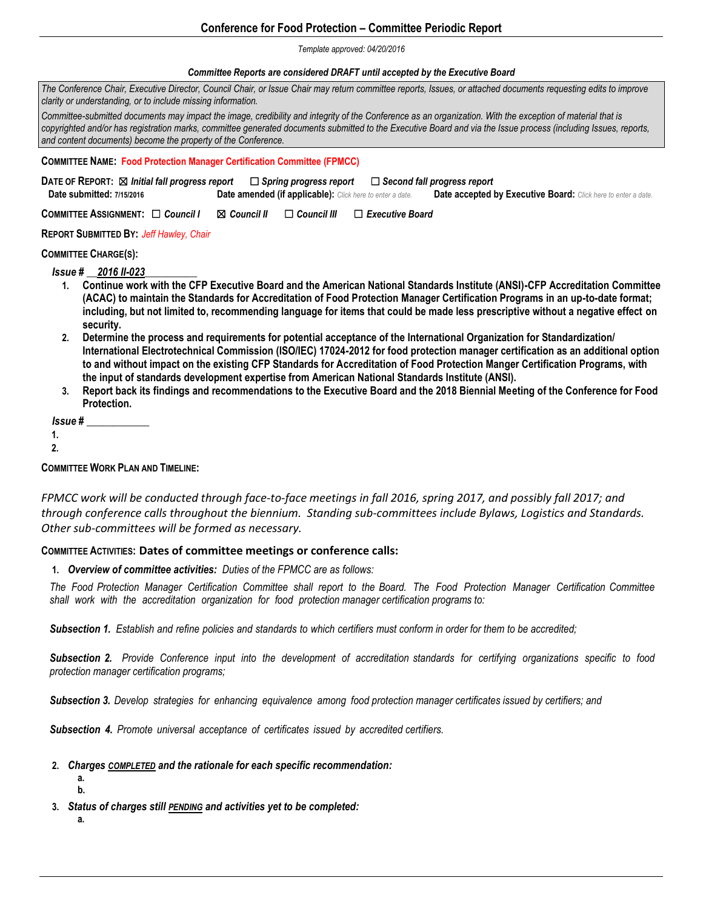# Conference for Food Protection – Committee Periodic Report

*Template approved: 04/20/2016*

***Committee Reports are considered DRAFT until accepted by the Executive Board***

*The Conference Chair, Executive Director, Council Chair, or Issue Chair may return committee reports, Issues, or attached documents requesting edits to improve clarity or understanding, or to include missing information.*

*Committee-submitted documents may impact the image, credibility and integrity of the Conference as an organization. With the exception of material that is copyrighted and/or has registration marks, committee generated documents submitted to the Executive Board and via the Issue process (including Issues, reports, and content documents) become the property of the Conference.*

**COMMITTEE NAME:** Food Protection Manager Certification Committee (FPMCC)

**DATE OF REPORT:** ☒ ***Initial fall progress report*** ☐ ***Spring progress report*** ☐ ***Second fall progress report***

**Date submitted: 7/15/2016** **Date amended (if applicable):** *Click here to enter a date.* **Date accepted by Executive Board:** *Click here to enter a date.*

**COMMITTEE ASSIGNMENT:** ☐ ***Council I*** ☒ ***Council II*** ☐ ***Council III*** ☐ ***Executive Board***

**REPORT SUBMITTED BY:** *Jeff Hawley, Chair*

**COMMITTEE CHARGE(S):**

***Issue #*** ***2016 II-023***

1. **Continue work with the CFP Executive Board and the American National Standards Institute (ANSI)-CFP Accreditation Committee (ACAC) to maintain the Standards for Accreditation of Food Protection Manager Certification Programs in an up-to-date format; including, but not limited to, recommending language for items that could be made less prescriptive without a negative effect on security.**
2. **Determine the process and requirements for potential acceptance of the International Organization for Standardization/ International Electrotechnical Commission (ISO/IEC) 17024-2012 for food protection manager certification as an additional option to and without impact on the existing CFP Standards for Accreditation of Food Protection Manger Certification Programs, with the input of standards development expertise from American National Standards Institute (ANSI).**
3. **Report back its findings and recommendations to the Executive Board and the 2018 Biennial Meeting of the Conference for Food Protection.**

***Issue #*** ___________

1.
2.

**COMMITTEE WORK PLAN AND TIMELINE:**

*FPMCC work will be conducted through face-to-face meetings in fall 2016, spring 2017, and possibly fall 2017; and through conference calls throughout the biennium. Standing sub-committees include Bylaws, Logistics and Standards. Other sub-committees will be formed as necessary.*

**COMMITTEE ACTIVITIES: Dates of committee meetings or conference calls:**

1. ***Overview of committee activities:*** *Duties of the FPMCC are as follows:*

*The Food Protection Manager Certification Committee shall report to the Board. The Food Protection Manager Certification Committee shall work with the accreditation organization for food protection manager certification programs to:*

***Subsection 1.*** *Establish and refine policies and standards to which certifiers must conform in order for them to be accredited;*

***Subsection 2.*** *Provide Conference input into the development of accreditation standards for certifying organizations specific to food protection manager certification programs;*

***Subsection 3.*** *Develop strategies for enhancing equivalence among food protection manager certificates issued by certifiers; and*

***Subsection 4.*** *Promote universal acceptance of certificates issued by accredited certifiers.*

2. ***Charges COMPLETED and the rationale for each specific recommendation:***
   - **a.**
   - **b.**
3. ***Status of charges still PENDING and activities yet to be completed:***
   - **a.**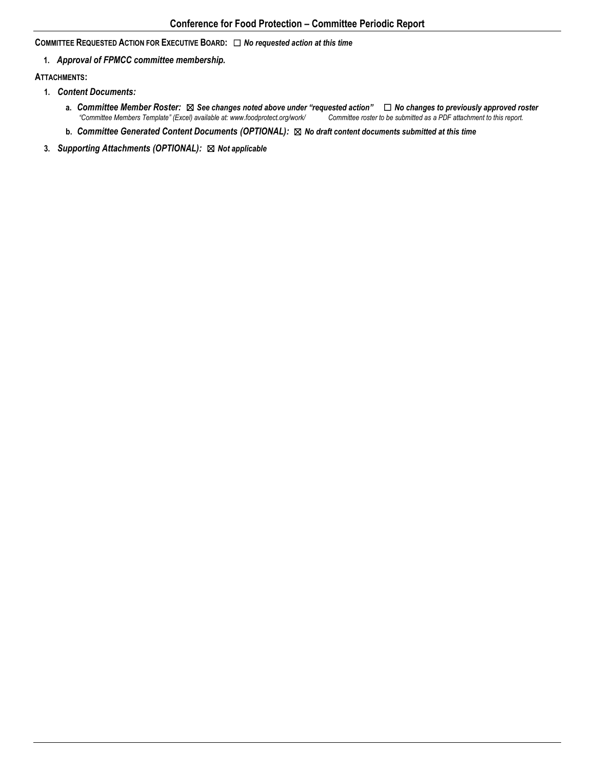**COMMITTEE REQUESTED ACTION FOR EXECUTIVE BOARD:** ☐ ***No requested action at this time***

1. ***Approval of FPMCC committee membership.***

**ATTACHMENTS:**

1. ***Content Documents:***
   a. ***Committee Member Roster:*** ☒ ***See changes noted above under "requested action"*** ☐ ***No changes to previously approved roster***
   *"Committee Members Template" (Excel) available at: www.foodprotect.org/work/* *Committee roster to be submitted as a PDF attachment to this report.*
   b. ***Committee Generated Content Documents (OPTIONAL):*** ☒ ***No draft content documents submitted at this time***

3. ***Supporting Attachments (OPTIONAL):*** ☒ ***Not applicable***